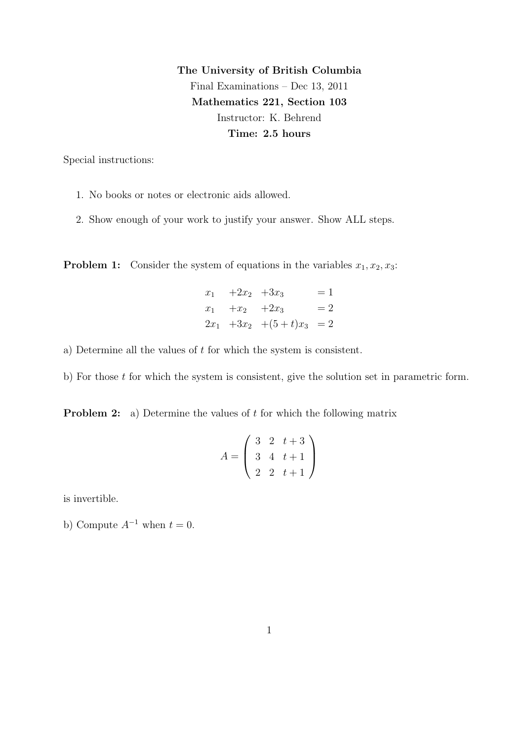**The University of British Columbia**

Final Examinations – Dec 13, 2011

**Mathematics 221, Section 103**

Instructor: K. Behrend

**Time: 2.5 hours**

Special instructions:

1. No books or notes or electronic aids allowed.
2. Show enough of your work to justify your answer. Show ALL steps.

**Problem 1:** Consider the system of equations in the variables $x_1, x_2, x_3$:

$$
\begin{array}{llll}
x_1 & +2x_2 & +3x_3 & = 1 \\
x_1 & +x_2 & +2x_3 & = 2 \\
2x_1 & +3x_2 & +(5+t)x_3 & = 2
\end{array}
$$

a) Determine all the values of $t$ for which the system is consistent.

b) For those $t$ for which the system is consistent, give the solution set in parametric form.

**Problem 2:** a) Determine the values of $t$ for which the following matrix

$$
A = \begin{pmatrix} 3 & 2 & t+3 \\ 3 & 4 & t+1 \\ 2 & 2 & t+1 \end{pmatrix}
$$

is invertible.

b) Compute $A^{-1}$ when $t = 0$.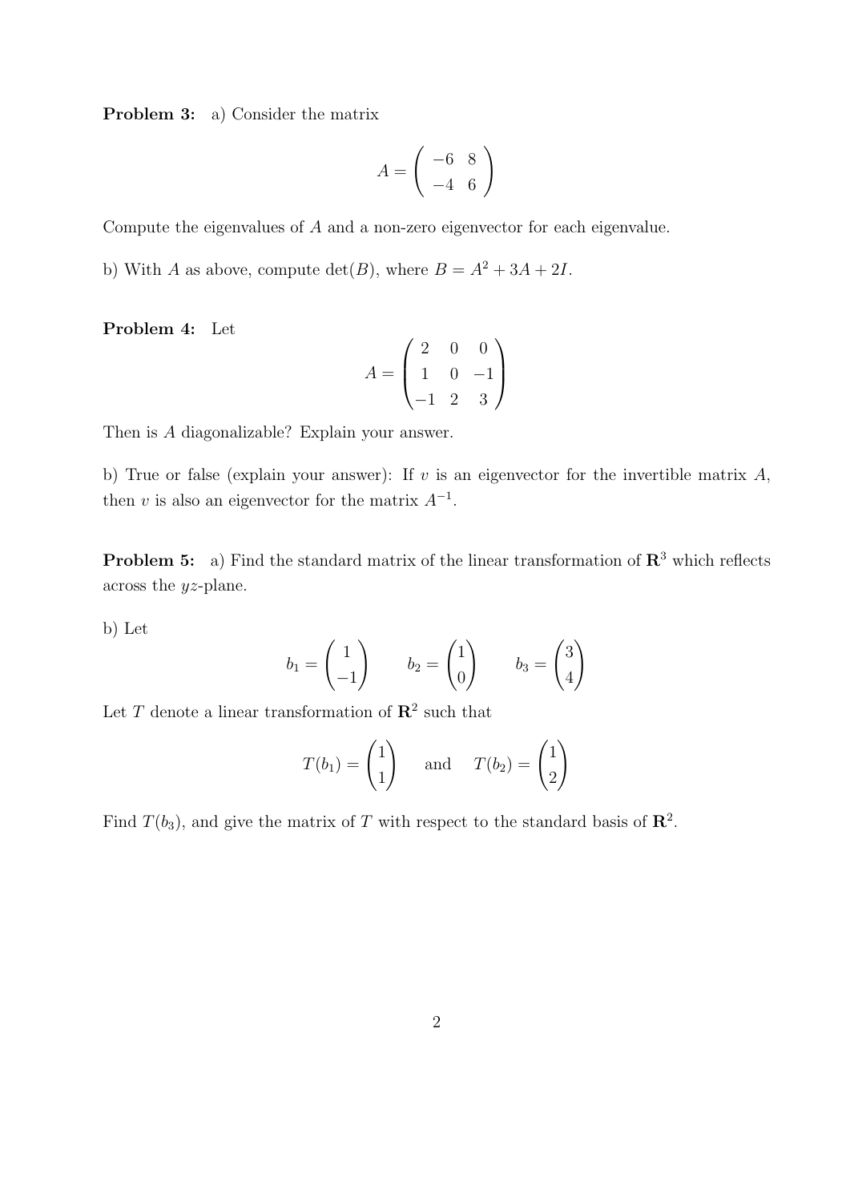**Problem 3:** a) Consider the matrix

$$A = \begin{pmatrix} -6 & 8 \\ -4 & 6 \end{pmatrix}$$

Compute the eigenvalues of $A$ and a non-zero eigenvector for each eigenvalue.

b) With $A$ as above, compute $\det(B)$, where $B = A^2 + 3A + 2I$.

**Problem 4:** Let

$$A = \begin{pmatrix} 2 & 0 & 0 \\ 1 & 0 & -1 \\ -1 & 2 & 3 \end{pmatrix}$$

Then is $A$ diagonalizable? Explain your answer.

b) True or false (explain your answer): If $v$ is an eigenvector for the invertible matrix $A$, then $v$ is also an eigenvector for the matrix $A^{-1}$.

**Problem 5:** a) Find the standard matrix of the linear transformation of $\mathbf{R}^3$ which reflects across the $yz$-plane.

b) Let

$$b_1 = \begin{pmatrix} 1 \\ -1 \end{pmatrix} \qquad b_2 = \begin{pmatrix} 1 \\ 0 \end{pmatrix} \qquad b_3 = \begin{pmatrix} 3 \\ 4 \end{pmatrix}$$

Let $T$ denote a linear transformation of $\mathbf{R}^2$ such that

$$T(b_1) = \begin{pmatrix} 1 \\ 1 \end{pmatrix} \quad \text{and} \quad T(b_2) = \begin{pmatrix} 1 \\ 2 \end{pmatrix}$$

Find $T(b_3)$, and give the matrix of $T$ with respect to the standard basis of $\mathbf{R}^2$.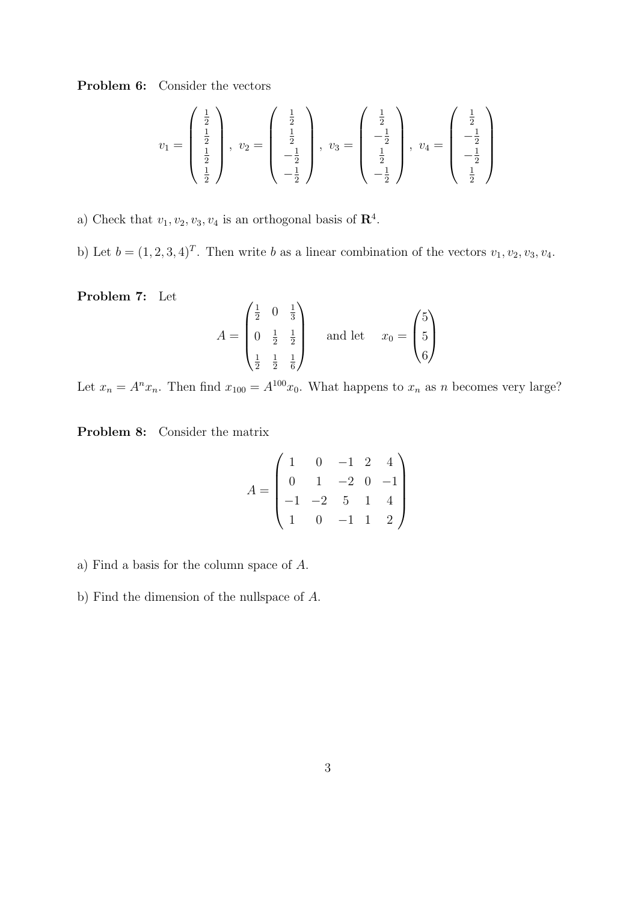**Problem 6:** Consider the vectors

$$v_1 = \begin{pmatrix} \frac{1}{2} \\ \frac{1}{2} \\ \frac{1}{2} \\ \frac{1}{2} \end{pmatrix},\ v_2 = \begin{pmatrix} \frac{1}{2} \\ \frac{1}{2} \\ -\frac{1}{2} \\ -\frac{1}{2} \end{pmatrix},\ v_3 = \begin{pmatrix} \frac{1}{2} \\ -\frac{1}{2} \\ \frac{1}{2} \\ -\frac{1}{2} \end{pmatrix},\ v_4 = \begin{pmatrix} \frac{1}{2} \\ -\frac{1}{2} \\ -\frac{1}{2} \\ \frac{1}{2} \end{pmatrix}$$

a) Check that $v_1, v_2, v_3, v_4$ is an orthogonal basis of $\mathbf{R}^4$.

b) Let $b = (1, 2, 3, 4)^T$. Then write $b$ as a linear combination of the vectors $v_1, v_2, v_3, v_4$.

**Problem 7:** Let

$$A = \begin{pmatrix} \frac{1}{2} & 0 & \frac{1}{3} \\ 0 & \frac{1}{2} & \frac{1}{2} \\ \frac{1}{2} & \frac{1}{2} & \frac{1}{6} \end{pmatrix} \quad \text{and let} \quad x_0 = \begin{pmatrix} 5 \\ 5 \\ 6 \end{pmatrix}$$

Let $x_n = A^n x_n$. Then find $x_{100} = A^{100} x_0$. What happens to $x_n$ as $n$ becomes very large?

**Problem 8:** Consider the matrix

$$A = \begin{pmatrix} 1 & 0 & -1 & 2 & 4 \\ 0 & 1 & -2 & 0 & -1 \\ -1 & -2 & 5 & 1 & 4 \\ 1 & 0 & -1 & 1 & 2 \end{pmatrix}$$

a) Find a basis for the column space of $A$.

b) Find the dimension of the nullspace of $A$.